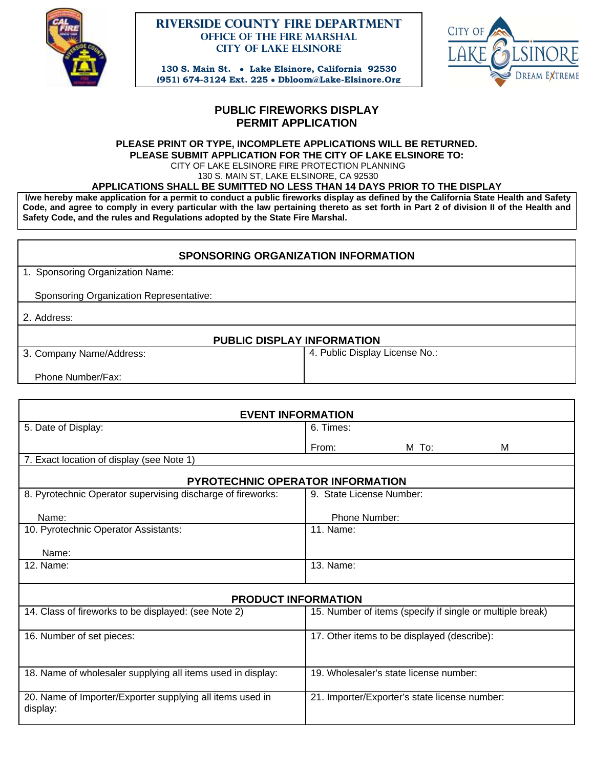**RIVERSIDE COUNTY FIRE DEPARTMENT**
**OFFICE OF THE FIRE MARSHAL**
**CITY OF LAKE ELSINORE**

**130 S. Main St. • Lake Elsinore, California 92530**
**(951) 674-3124 Ext. 225 • Dbloom@Lake-Elsinore.Org**

# PUBLIC FIREWORKS DISPLAY PERMIT APPLICATION

**PLEASE PRINT OR TYPE, INCOMPLETE APPLICATIONS WILL BE RETURNED.**
**PLEASE SUBMIT APPLICATION FOR THE CITY OF LAKE ELSINORE TO:**
CITY OF LAKE ELSINORE FIRE PROTECTION PLANNING
130 S. MAIN ST, LAKE ELSINORE, CA 92530
**APPLICATIONS SHALL BE SUMITTED NO LESS THAN 14 DAYS PRIOR TO THE DISPLAY**

**I/we hereby make application for a permit to conduct a public fireworks display as defined by the California State Health and Safety Code, and agree to comply in every particular with the law pertaining thereto as set forth in Part 2 of division II of the Health and Safety Code, and the rules and Regulations adopted by the State Fire Marshal.**

## SPONSORING ORGANIZATION INFORMATION

1. Sponsoring Organization Name:

   Sponsoring Organization Representative:

2. Address:

## PUBLIC DISPLAY INFORMATION

| 3. Company Name/Address:<br><br>Phone Number/Fax: | 4. Public Display License No.: |
|---|---|

## EVENT INFORMATION

| 5. Date of Display: | 6. Times:<br><br>From: M To: M |
|---|---|
| 7. Exact location of display (see Note 1) | |

## PYROTECHNIC OPERATOR INFORMATION

| 8. Pyrotechnic Operator supervising discharge of fireworks:<br><br>Name: | 9. State License Number:<br><br>Phone Number: |
|---|---|
| 10. Pyrotechnic Operator Assistants:<br><br>Name: | 11. Name: |
| 12. Name: | 13. Name: |

## PRODUCT INFORMATION

| 14. Class of fireworks to be displayed: (see Note 2) | 15. Number of items (specify if single or multiple break) |
|---|---|
| 16. Number of set pieces: | 17. Other items to be displayed (describe): |
| 18. Name of wholesaler supplying all items used in display: | 19. Wholesaler's state license number: |
| 20. Name of Importer/Exporter supplying all items used in display: | 21. Importer/Exporter's state license number: |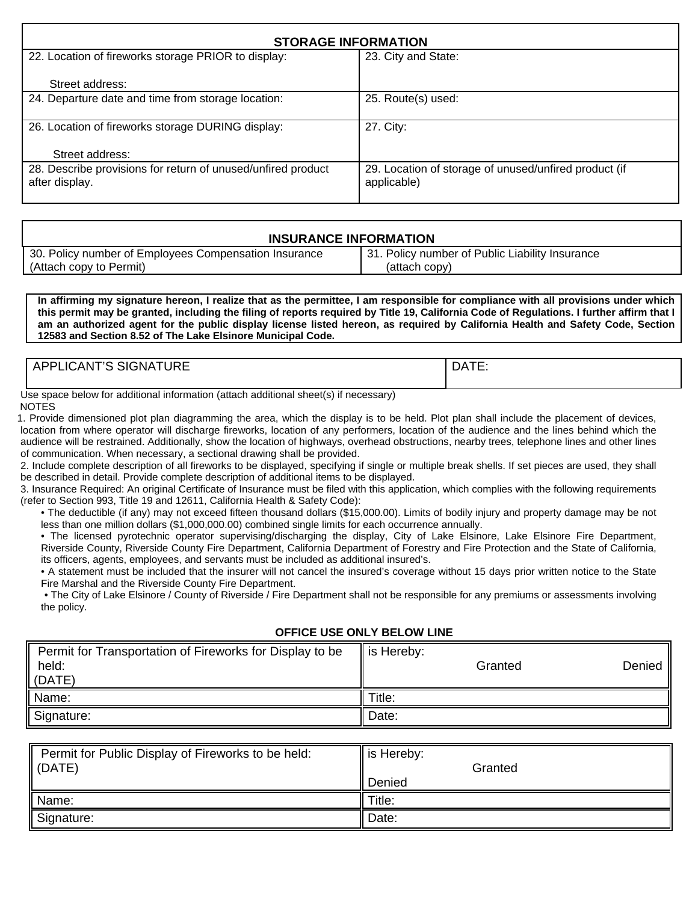| STORAGE INFORMATION | |
|---|---|
| 22. Location of fireworks storage PRIOR to display:<br><br>Street address: | 23. City and State: |
| 24. Departure date and time from storage location: | 25. Route(s) used: |
| 26. Location of fireworks storage DURING display:<br><br>Street address: | 27. City: |
| 28. Describe provisions for return of unused/unfired product after display. | 29. Location of storage of unused/unfired product (if applicable) |

| INSURANCE INFORMATION | |
|---|---|
| 30. Policy number of Employees Compensation Insurance (Attach copy to Permit) | 31. Policy number of Public Liability Insurance (attach copy) |

**In affirming my signature hereon, I realize that as the permittee, I am responsible for compliance with all provisions under which this permit may be granted, including the filing of reports required by Title 19, California Code of Regulations. I further affirm that I am an authorized agent for the public display license listed hereon, as required by California Health and Safety Code, Section 12583 and Section 8.52 of The Lake Elsinore Municipal Code.**

| APPLICANT'S SIGNATURE | DATE: |
|---|---|

Use space below for additional information (attach additional sheet(s) if necessary)

NOTES

1. Provide dimensioned plot plan diagramming the area, which the display is to be held. Plot plan shall include the placement of devices, location from where operator will discharge fireworks, location of any performers, location of the audience and the lines behind which the audience will be restrained. Additionally, show the location of highways, overhead obstructions, nearby trees, telephone lines and other lines of communication. When necessary, a sectional drawing shall be provided.
2. Include complete description of all fireworks to be displayed, specifying if single or multiple break shells. If set pieces are used, they shall be described in detail. Provide complete description of additional items to be displayed.
3. Insurance Required: An original Certificate of Insurance must be filed with this application, which complies with the following requirements (refer to Section 993, Title 19 and 12611, California Health & Safety Code):
   - The deductible (if any) may not exceed fifteen thousand dollars ($15,000.00). Limits of bodily injury and property damage may be not less than one million dollars ($1,000,000.00) combined single limits for each occurrence annually.
   - The licensed pyrotechnic operator supervising/discharging the display, City of Lake Elsinore, Lake Elsinore Fire Department, Riverside County, Riverside County Fire Department, California Department of Forestry and Fire Protection and the State of California, its officers, agents, employees, and servants must be included as additional insured's.
   - A statement must be included that the insurer will not cancel the insured's coverage without 15 days prior written notice to the State Fire Marshal and the Riverside County Fire Department.
   - The City of Lake Elsinore / County of Riverside / Fire Department shall not be responsible for any premiums or assessments involving the policy.

**OFFICE USE ONLY BELOW LINE**

| Permit for Transportation of Fireworks for Display to be held:<br>(DATE) | is Hereby:<br>Granted Denied |
|---|---|
| Name: | Title: |
| Signature: | Date: |

| Permit for Public Display of Fireworks to be held:<br>(DATE) | is Hereby:<br>Granted<br>Denied |
|---|---|
| Name: | Title: |
| Signature: | Date: |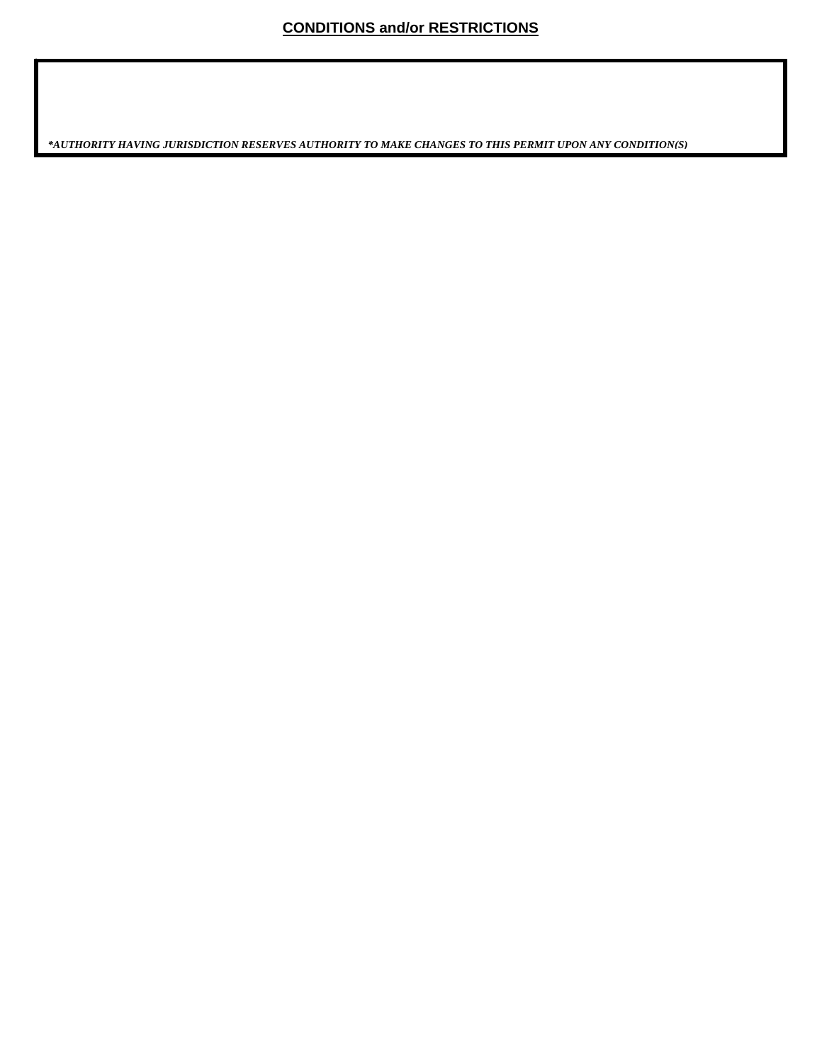## CONDITIONS and/or RESTRICTIONS

***AUTHORITY HAVING JURISDICTION RESERVES AUTHORITY TO MAKE CHANGES TO THIS PERMIT UPON ANY CONDITION(S)***